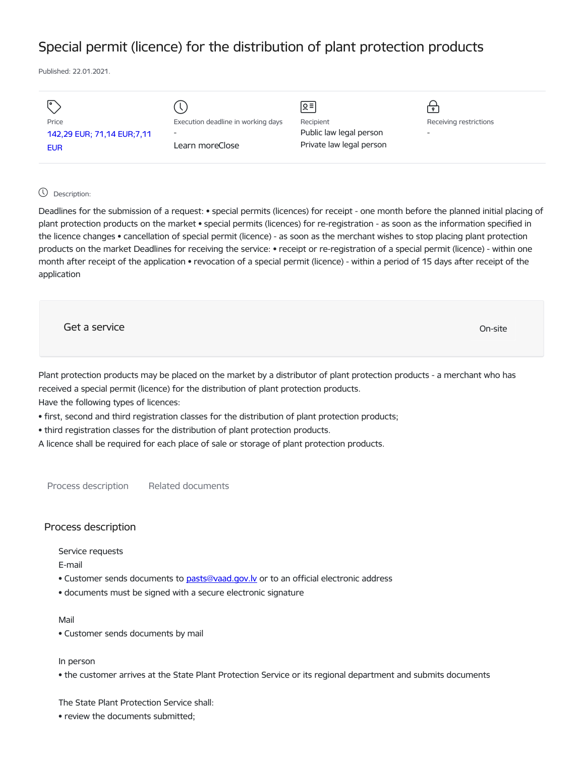# Special permit (licence) for the distribution of plant protection products

Published: 22.01.2021.

| Price | Execution deadline in working days | Recipient | Receiving restrictions |
|---|---|---|---|
| 142,29 EUR; 71,14 EUR;7,11 EUR | - Learn moreClose | Public law legal person Private law legal person | - |

Description:

Deadlines for the submission of a request: • special permits (licences) for receipt - one month before the planned initial placing of plant protection products on the market • special permits (licences) for re-registration - as soon as the information specified in the licence changes • cancellation of special permit (licence) - as soon as the merchant wishes to stop placing plant protection products on the market Deadlines for receiving the service: • receipt or re-registration of a special permit (licence) - within one month after receipt of the application • revocation of a special permit (licence) - within a period of 15 days after receipt of the application

Get a service On-site

Plant protection products may be placed on the market by a distributor of plant protection products - a merchant who has received a special permit (licence) for the distribution of plant protection products.
Have the following types of licences:
• first, second and third registration classes for the distribution of plant protection products;
• third registration classes for the distribution of plant protection products.
A licence shall be required for each place of sale or storage of plant protection products.

Process description Related documents

## Process description

Service requests

E-mail
• Customer sends documents to pasts@vaad.gov.lv or to an official electronic address
• documents must be signed with a secure electronic signature

Mail
• Customer sends documents by mail

In person
• the customer arrives at the State Plant Protection Service or its regional department and submits documents

The State Plant Protection Service shall:
• review the documents submitted;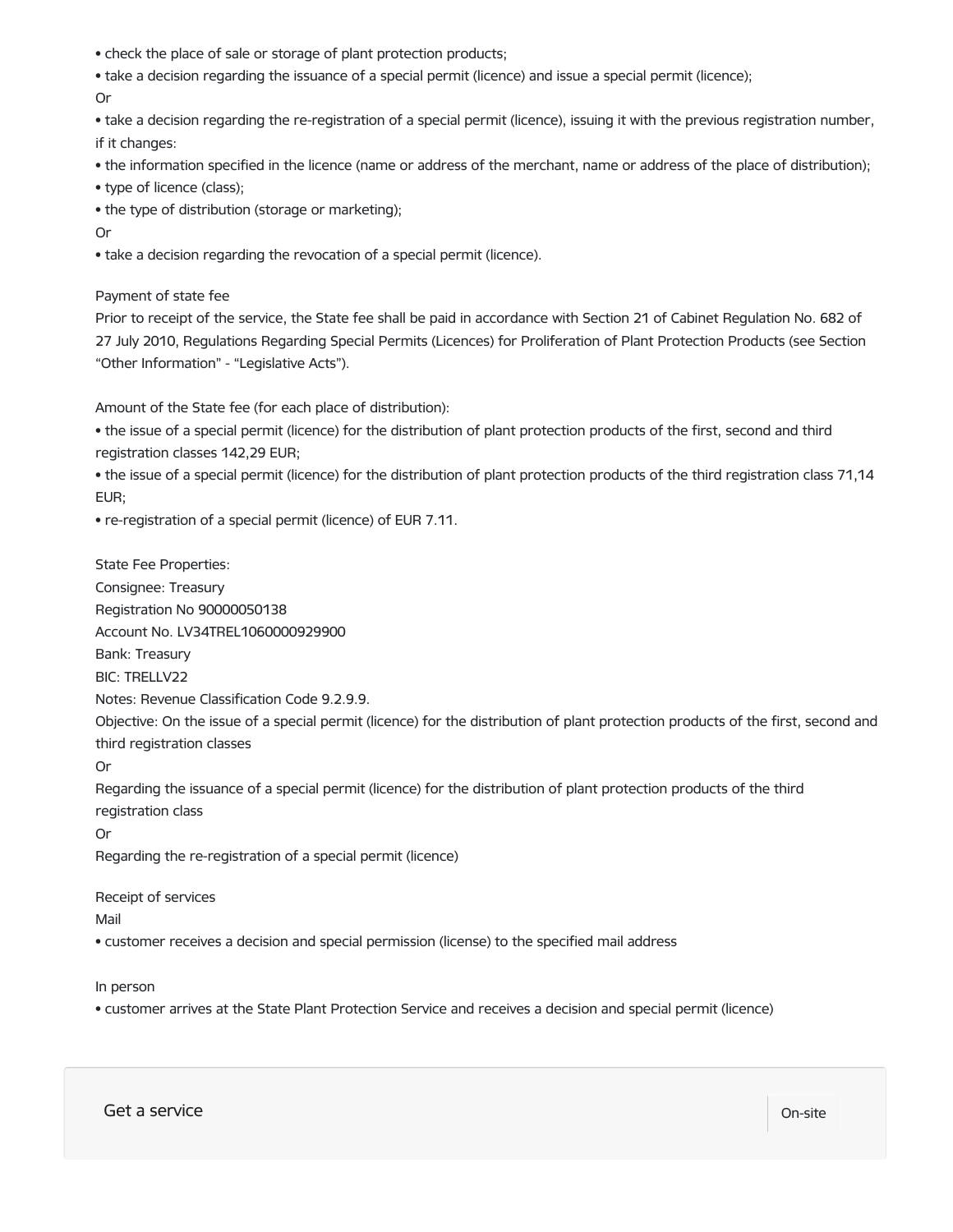- check the place of sale or storage of plant protection products;
- take a decision regarding the issuance of a special permit (licence) and issue a special permit (licence);

Or

- take a decision regarding the re-registration of a special permit (licence), issuing it with the previous registration number, if it changes:
- the information specified in the licence (name or address of the merchant, name or address of the place of distribution);
- type of licence (class);
- the type of distribution (storage or marketing);

Or

- take a decision regarding the revocation of a special permit (licence).

Payment of state fee

Prior to receipt of the service, the State fee shall be paid in accordance with Section 21 of Cabinet Regulation No. 682 of 27 July 2010, Regulations Regarding Special Permits (Licences) for Proliferation of Plant Protection Products (see Section "Other Information" - "Legislative Acts").

Amount of the State fee (for each place of distribution):

- the issue of a special permit (licence) for the distribution of plant protection products of the first, second and third registration classes 142,29 EUR;
- the issue of a special permit (licence) for the distribution of plant protection products of the third registration class 71,14 EUR;
- re-registration of a special permit (licence) of EUR 7.11.

State Fee Properties:
Consignee: Treasury
Registration No 90000050138
Account No. LV34TREL1060000929900
Bank: Treasury
BIC: TRELLV22
Notes: Revenue Classification Code 9.2.9.9.
Objective: On the issue of a special permit (licence) for the distribution of plant protection products of the first, second and third registration classes

Or

Regarding the issuance of a special permit (licence) for the distribution of plant protection products of the third registration class

Or

Regarding the re-registration of a special permit (licence)

Receipt of services

Mail

- customer receives a decision and special permission (license) to the specified mail address

In person

- customer arrives at the State Plant Protection Service and receives a decision and special permit (licence)

Get a service | On-site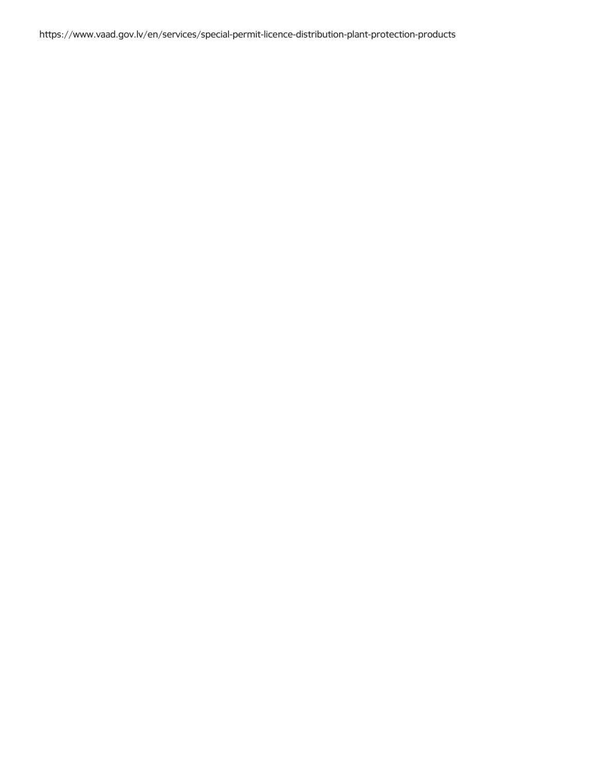https://www.vaad.gov.lv/en/services/special-permit-licence-distribution-plant-protection-products